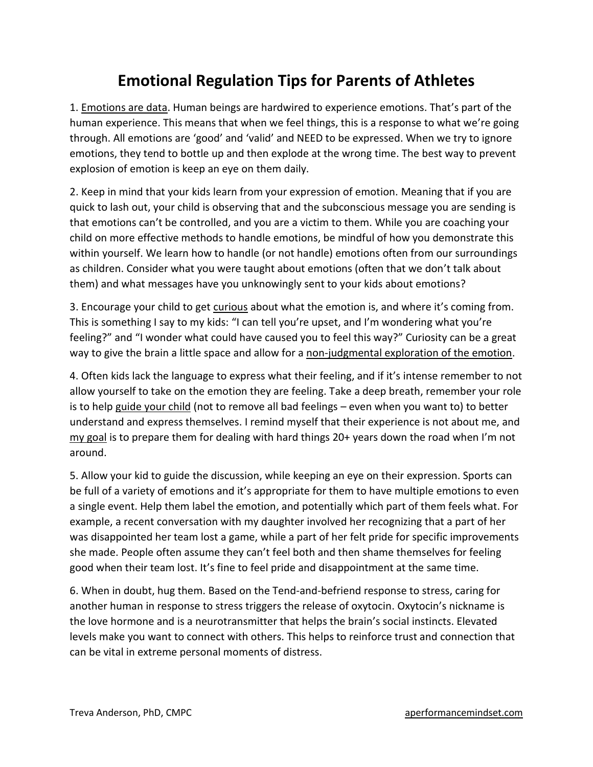# Emotional Regulation Tips for Parents of Athletes

1. <u>Emotions are data</u>. Human beings are hardwired to experience emotions. That's part of the human experience. This means that when we feel things, this is a response to what we're going through. All emotions are 'good' and 'valid' and NEED to be expressed. When we try to ignore emotions, they tend to bottle up and then explode at the wrong time. The best way to prevent explosion of emotion is keep an eye on them daily.

2. Keep in mind that your kids learn from your expression of emotion. Meaning that if you are quick to lash out, your child is observing that and the subconscious message you are sending is that emotions can't be controlled, and you are a victim to them. While you are coaching your child on more effective methods to handle emotions, be mindful of how you demonstrate this within yourself. We learn how to handle (or not handle) emotions often from our surroundings as children. Consider what you were taught about emotions (often that we don't talk about them) and what messages have you unknowingly sent to your kids about emotions?

3. Encourage your child to get <u>curious</u> about what the emotion is, and where it's coming from. This is something I say to my kids: "I can tell you're upset, and I'm wondering what you're feeling?" and "I wonder what could have caused you to feel this way?" Curiosity can be a great way to give the brain a little space and allow for a <u>non-judgmental exploration of the emotion</u>.

4. Often kids lack the language to express what their feeling, and if it's intense remember to not allow yourself to take on the emotion they are feeling. Take a deep breath, remember your role is to help <u>guide your child</u> (not to remove all bad feelings – even when you want to) to better understand and express themselves. I remind myself that their experience is not about me, and <u>my goal</u> is to prepare them for dealing with hard things 20+ years down the road when I'm not around.

5. Allow your kid to guide the discussion, while keeping an eye on their expression. Sports can be full of a variety of emotions and it's appropriate for them to have multiple emotions to even a single event. Help them label the emotion, and potentially which part of them feels what. For example, a recent conversation with my daughter involved her recognizing that a part of her was disappointed her team lost a game, while a part of her felt pride for specific improvements she made. People often assume they can't feel both and then shame themselves for feeling good when their team lost. It's fine to feel pride and disappointment at the same time.

6. When in doubt, hug them. Based on the Tend-and-befriend response to stress, caring for another human in response to stress triggers the release of oxytocin. Oxytocin's nickname is the love hormone and is a neurotransmitter that helps the brain's social instincts. Elevated levels make you want to connect with others. This helps to reinforce trust and connection that can be vital in extreme personal moments of distress.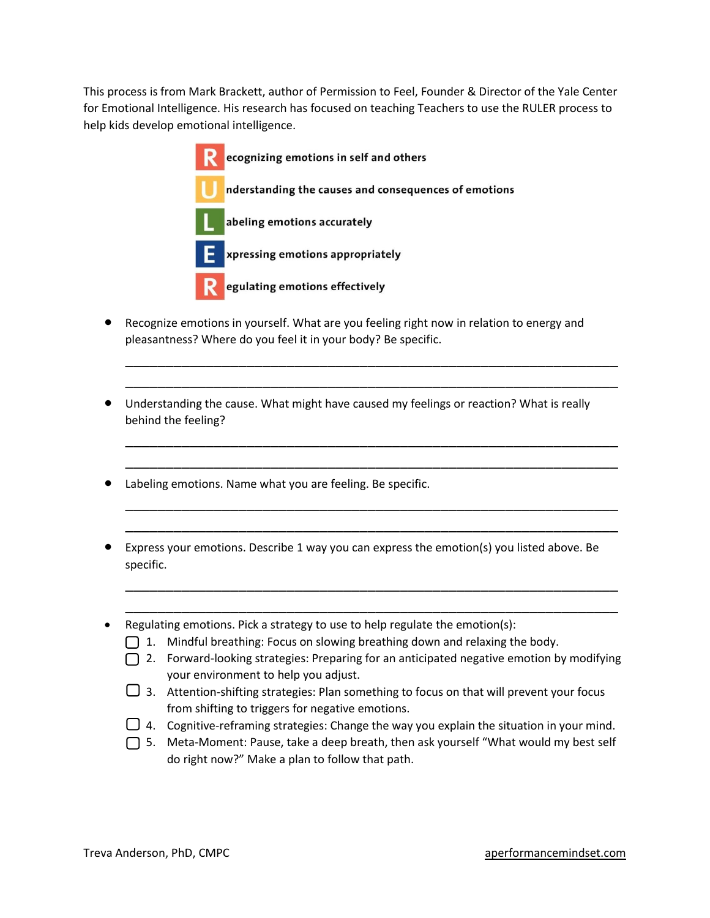This process is from Mark Brackett, author of Permission to Feel, Founder & Director of the Yale Center for Emotional Intelligence. His research has focused on teaching Teachers to use the RULER process to help kids develop emotional intelligence.

**R**ecognizing emotions in self and others

**U**nderstanding the causes and consequences of emotions

**L**abeling emotions accurately

**E**xpressing emotions appropriately

**R**egulating emotions effectively

- Recognize emotions in yourself. What are you feeling right now in relation to energy and pleasantness? Where do you feel it in your body? Be specific.

  ______________________________________________________________________________

  ______________________________________________________________________________

- Understanding the cause. What might have caused my feelings or reaction? What is really behind the feeling?

  ______________________________________________________________________________

  ______________________________________________________________________________

- Labeling emotions. Name what you are feeling. Be specific.

  ______________________________________________________________________________

  ______________________________________________________________________________

- Express your emotions. Describe 1 way you can express the emotion(s) you listed above. Be specific.

  ______________________________________________________________________________

  ______________________________________________________________________________

- Regulating emotions. Pick a strategy to use to help regulate the emotion(s):
  - [ ] 1. Mindful breathing: Focus on slowing breathing down and relaxing the body.
  - [ ] 2. Forward-looking strategies: Preparing for an anticipated negative emotion by modifying your environment to help you adjust.
  - [ ] 3. Attention-shifting strategies: Plan something to focus on that will prevent your focus from shifting to triggers for negative emotions.
  - [ ] 4. Cognitive-reframing strategies: Change the way you explain the situation in your mind.
  - [ ] 5. Meta-Moment: Pause, take a deep breath, then ask yourself "What would my best self do right now?" Make a plan to follow that path.

Treva Anderson, PhD, CMPC

aperformancemindset.com